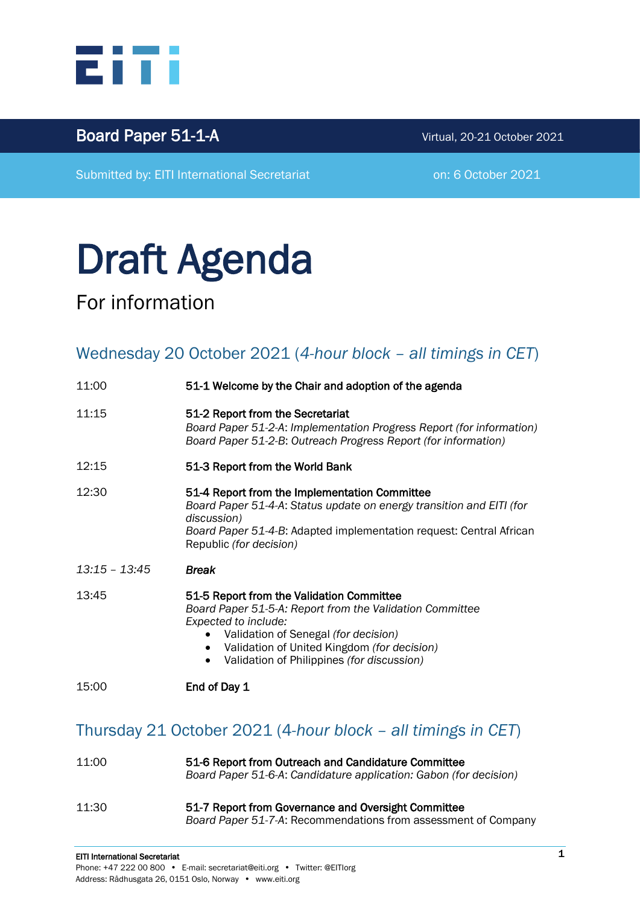**Board Paper 51-1-A** | Virtual, 20-21 October 2021

Submitted by: EITI International Secretariat | on: 6 October 2021

# Draft Agenda

## For information

### Wednesday 20 October 2021 (*4-hour block – all timings in CET*)

| | |
|---|---|
| 11:00 | **51-1 Welcome by the Chair and adoption of the agenda** |
| 11:15 | **51-2 Report from the Secretariat**<br>*Board Paper 51-2-A: Implementation Progress Report (for information)*<br>*Board Paper 51-2-B: Outreach Progress Report (for information)* |
| 12:15 | **51-3 Report from the World Bank** |
| 12:30 | **51-4 Report from the Implementation Committee**<br>*Board Paper 51-4-A: Status update on energy transition and EITI (for discussion)*<br>*Board Paper 51-4-B*: Adapted implementation request: Central African Republic *(for decision)* |
| *13:15 – 13:45* | ***Break*** |
| 13:45 | **51-5 Report from the Validation Committee**<br>*Board Paper 51-5-A: Report from the Validation Committee*<br>*Expected to include:*<br>• Validation of Senegal *(for decision)*<br>• Validation of United Kingdom *(for decision)*<br>• Validation of Philippines *(for discussion)* |
| 15:00 | **End of Day 1** |

### Thursday 21 October 2021 (*4-hour block – all timings in CET*)

| | |
|---|---|
| 11:00 | **51-6 Report from Outreach and Candidature Committee**<br>*Board Paper 51-6-A: Candidature application: Gabon (for decision)* |
| 11:30 | **51-7 Report from Governance and Oversight Committee**<br>*Board Paper 51-7-A*: Recommendations from assessment of Company |

**EITI International Secretariat**
Phone: +47 222 00 800 • E-mail: secretariat@eiti.org • Twitter: @EITIorg
Address: Rådhusgata 26, 0151 Oslo, Norway • www.eiti.org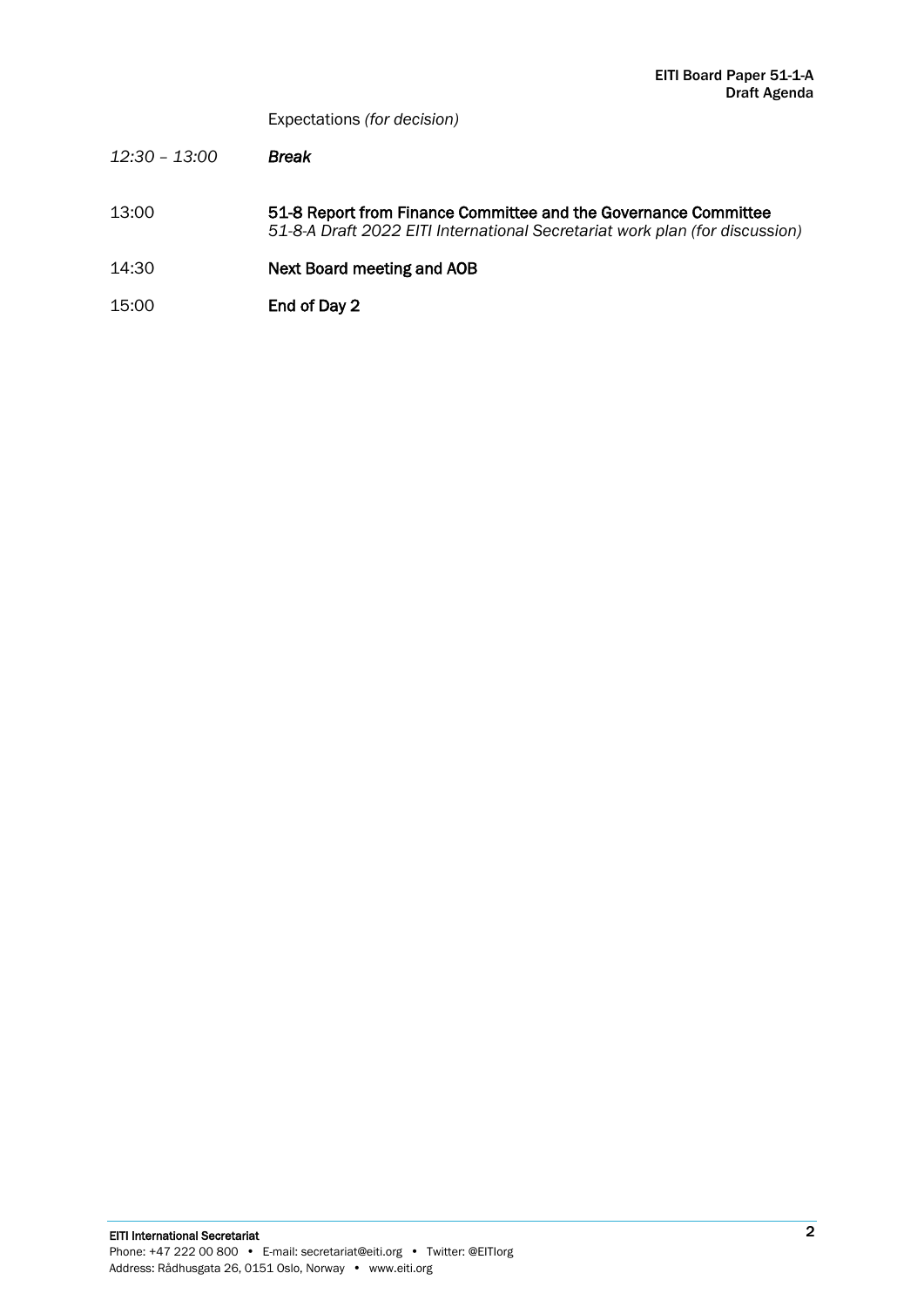Expectations *(for decision)*

| | |
|---|---|
| *12:30 – 13:00* | ***Break*** |
| 13:00 | **51-8 Report from Finance Committee and the Governance Committee**<br>*51-8-A Draft 2022 EITI International Secretariat work plan (for discussion)* |
| 14:30 | **Next Board meeting and AOB** |
| 15:00 | **End of Day 2** |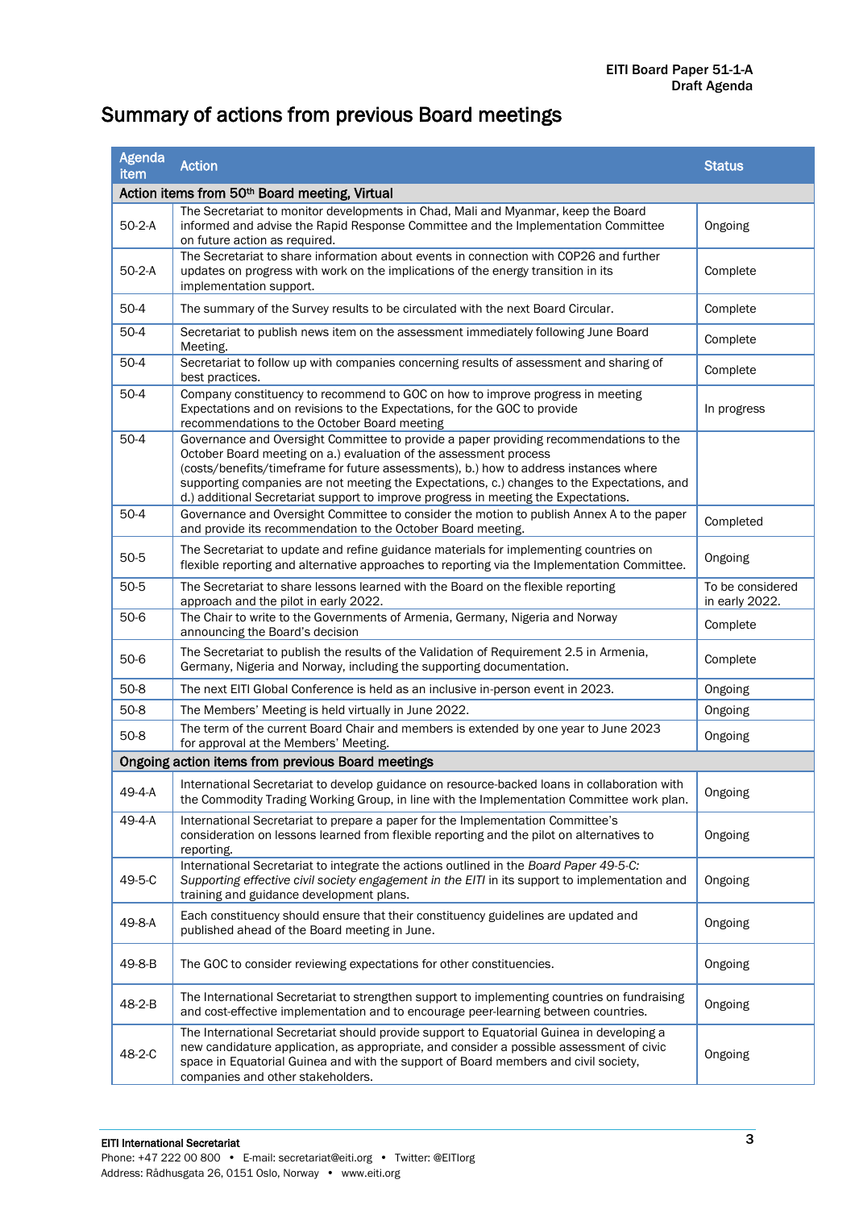# Summary of actions from previous Board meetings

| Agenda item | Action | Status |
|---|---|---|
| **Action items from 50th Board meeting, Virtual** | | |
| 50-2-A | The Secretariat to monitor developments in Chad, Mali and Myanmar, keep the Board informed and advise the Rapid Response Committee and the Implementation Committee on future action as required. | Ongoing |
| 50-2-A | The Secretariat to share information about events in connection with COP26 and further updates on progress with work on the implications of the energy transition in its implementation support. | Complete |
| 50-4 | The summary of the Survey results to be circulated with the next Board Circular. | Complete |
| 50-4 | Secretariat to publish news item on the assessment immediately following June Board Meeting. | Complete |
| 50-4 | Secretariat to follow up with companies concerning results of assessment and sharing of best practices. | Complete |
| 50-4 | Company constituency to recommend to GOC on how to improve progress in meeting Expectations and on revisions to the Expectations, for the GOC to provide recommendations to the October Board meeting | In progress |
| 50-4 | Governance and Oversight Committee to provide a paper providing recommendations to the October Board meeting on a.) evaluation of the assessment process (costs/benefits/timeframe for future assessments), b.) how to address instances where supporting companies are not meeting the Expectations, c.) changes to the Expectations, and d.) additional Secretariat support to improve progress in meeting the Expectations. | |
| 50-4 | Governance and Oversight Committee to consider the motion to publish Annex A to the paper and provide its recommendation to the October Board meeting. | Completed |
| 50-5 | The Secretariat to update and refine guidance materials for implementing countries on flexible reporting and alternative approaches to reporting via the Implementation Committee. | Ongoing |
| 50-5 | The Secretariat to share lessons learned with the Board on the flexible reporting approach and the pilot in early 2022. | To be considered in early 2022. |
| 50-6 | The Chair to write to the Governments of Armenia, Germany, Nigeria and Norway announcing the Board's decision | Complete |
| 50-6 | The Secretariat to publish the results of the Validation of Requirement 2.5 in Armenia, Germany, Nigeria and Norway, including the supporting documentation. | Complete |
| 50-8 | The next EITI Global Conference is held as an inclusive in-person event in 2023. | Ongoing |
| 50-8 | The Members' Meeting is held virtually in June 2022. | Ongoing |
| 50-8 | The term of the current Board Chair and members is extended by one year to June 2023 for approval at the Members' Meeting. | Ongoing |
| **Ongoing action items from previous Board meetings** | | |
| 49-4-A | International Secretariat to develop guidance on resource-backed loans in collaboration with the Commodity Trading Working Group, in line with the Implementation Committee work plan. | Ongoing |
| 49-4-A | International Secretariat to prepare a paper for the Implementation Committee's consideration on lessons learned from flexible reporting and the pilot on alternatives to reporting. | Ongoing |
| 49-5-C | International Secretariat to integrate the actions outlined in the *Board Paper 49-5-C: Supporting effective civil society engagement in the EITI* in its support to implementation and training and guidance development plans. | Ongoing |
| 49-8-A | Each constituency should ensure that their constituency guidelines are updated and published ahead of the Board meeting in June. | Ongoing |
| 49-8-B | The GOC to consider reviewing expectations for other constituencies. | Ongoing |
| 48-2-B | The International Secretariat to strengthen support to implementing countries on fundraising and cost-effective implementation and to encourage peer-learning between countries. | Ongoing |
| 48-2-C | The International Secretariat should provide support to Equatorial Guinea in developing a new candidature application, as appropriate, and consider a possible assessment of civic space in Equatorial Guinea and with the support of Board members and civil society, companies and other stakeholders. | Ongoing |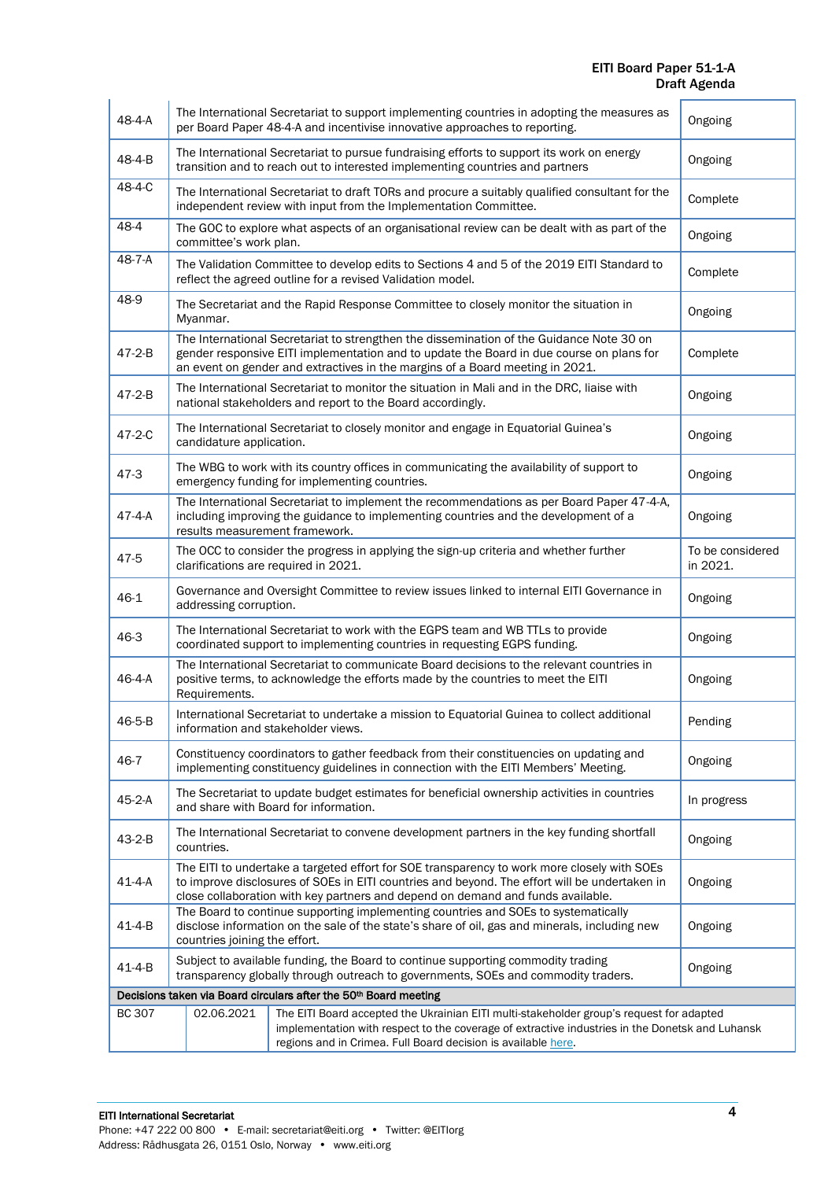| | | |
|---|---|---|
| 48-4-A | The International Secretariat to support implementing countries in adopting the measures as per Board Paper 48-4-A and incentivise innovative approaches to reporting. | Ongoing |
| 48-4-B | The International Secretariat to pursue fundraising efforts to support its work on energy transition and to reach out to interested implementing countries and partners | Ongoing |
| 48-4-C | The International Secretariat to draft TORs and procure a suitably qualified consultant for the independent review with input from the Implementation Committee. | Complete |
| 48-4 | The GOC to explore what aspects of an organisational review can be dealt with as part of the committee's work plan. | Ongoing |
| 48-7-A | The Validation Committee to develop edits to Sections 4 and 5 of the 2019 EITI Standard to reflect the agreed outline for a revised Validation model. | Complete |
| 48-9 | The Secretariat and the Rapid Response Committee to closely monitor the situation in Myanmar. | Ongoing |
| 47-2-B | The International Secretariat to strengthen the dissemination of the Guidance Note 30 on gender responsive EITI implementation and to update the Board in due course on plans for an event on gender and extractives in the margins of a Board meeting in 2021. | Complete |
| 47-2-B | The International Secretariat to monitor the situation in Mali and in the DRC, liaise with national stakeholders and report to the Board accordingly. | Ongoing |
| 47-2-C | The International Secretariat to closely monitor and engage in Equatorial Guinea's candidature application. | Ongoing |
| 47-3 | The WBG to work with its country offices in communicating the availability of support to emergency funding for implementing countries. | Ongoing |
| 47-4-A | The International Secretariat to implement the recommendations as per Board Paper 47-4-A, including improving the guidance to implementing countries and the development of a results measurement framework. | Ongoing |
| 47-5 | The OCC to consider the progress in applying the sign-up criteria and whether further clarifications are required in 2021. | To be considered in 2021. |
| 46-1 | Governance and Oversight Committee to review issues linked to internal EITI Governance in addressing corruption. | Ongoing |
| 46-3 | The International Secretariat to work with the EGPS team and WB TTLs to provide coordinated support to implementing countries in requesting EGPS funding. | Ongoing |
| 46-4-A | The International Secretariat to communicate Board decisions to the relevant countries in positive terms, to acknowledge the efforts made by the countries to meet the EITI Requirements. | Ongoing |
| 46-5-B | International Secretariat to undertake a mission to Equatorial Guinea to collect additional information and stakeholder views. | Pending |
| 46-7 | Constituency coordinators to gather feedback from their constituencies on updating and implementing constituency guidelines in connection with the EITI Members' Meeting. | Ongoing |
| 45-2-A | The Secretariat to update budget estimates for beneficial ownership activities in countries and share with Board for information. | In progress |
| 43-2-B | The International Secretariat to convene development partners in the key funding shortfall countries. | Ongoing |
| 41-4-A | The EITI to undertake a targeted effort for SOE transparency to work more closely with SOEs to improve disclosures of SOEs in EITI countries and beyond. The effort will be undertaken in close collaboration with key partners and depend on demand and funds available. | Ongoing |
| 41-4-B | The Board to continue supporting implementing countries and SOEs to systematically disclose information on the sale of the state's share of oil, gas and minerals, including new countries joining the effort. | Ongoing |
| 41-4-B | Subject to available funding, the Board to continue supporting commodity trading transparency globally through outreach to governments, SOEs and commodity traders. | Ongoing |

**Decisions taken via Board circulars after the 50th Board meeting**

| | | |
|---|---|---|
| BC 307 | 02.06.2021 | The EITI Board accepted the Ukrainian EITI multi-stakeholder group's request for adapted implementation with respect to the coverage of extractive industries in the Donetsk and Luhansk regions and in Crimea. Full Board decision is available here. |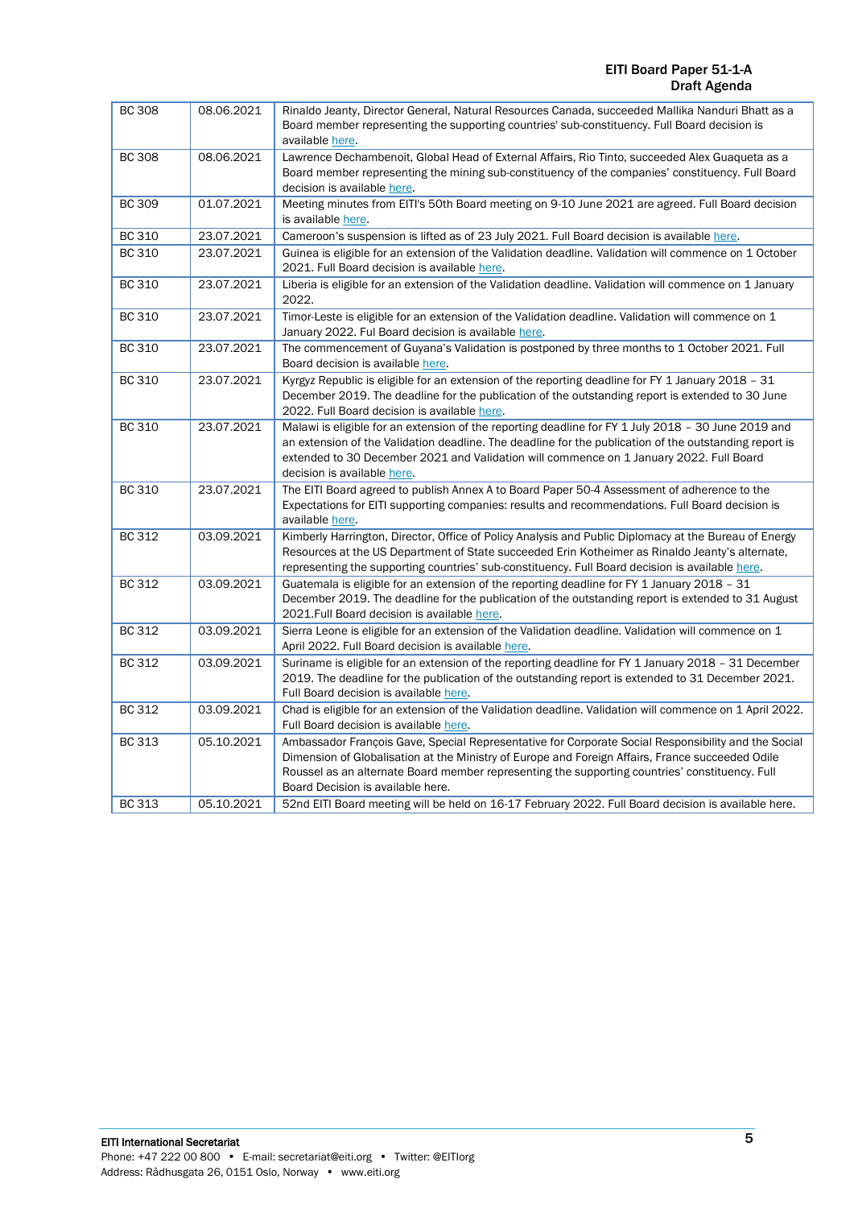| | | |
|---|---|---|
| BC 308 | 08.06.2021 | Rinaldo Jeanty, Director General, Natural Resources Canada, succeeded Mallika Nanduri Bhatt as a Board member representing the supporting countries' sub-constituency. Full Board decision is available here. |
| BC 308 | 08.06.2021 | Lawrence Dechambenoit, Global Head of External Affairs, Rio Tinto, succeeded Alex Guaqueta as a Board member representing the mining sub-constituency of the companies' constituency. Full Board decision is available here. |
| BC 309 | 01.07.2021 | Meeting minutes from EITI's 50th Board meeting on 9-10 June 2021 are agreed. Full Board decision is available here. |
| BC 310 | 23.07.2021 | Cameroon's suspension is lifted as of 23 July 2021. Full Board decision is available here. |
| BC 310 | 23.07.2021 | Guinea is eligible for an extension of the Validation deadline. Validation will commence on 1 October 2021. Full Board decision is available here. |
| BC 310 | 23.07.2021 | Liberia is eligible for an extension of the Validation deadline. Validation will commence on 1 January 2022. |
| BC 310 | 23.07.2021 | Timor-Leste is eligible for an extension of the Validation deadline. Validation will commence on 1 January 2022. Ful Board decision is available here. |
| BC 310 | 23.07.2021 | The commencement of Guyana's Validation is postponed by three months to 1 October 2021. Full Board decision is available here. |
| BC 310 | 23.07.2021 | Kyrgyz Republic is eligible for an extension of the reporting deadline for FY 1 January 2018 – 31 December 2019. The deadline for the publication of the outstanding report is extended to 30 June 2022. Full Board decision is available here. |
| BC 310 | 23.07.2021 | Malawi is eligible for an extension of the reporting deadline for FY 1 July 2018 – 30 June 2019 and an extension of the Validation deadline. The deadline for the publication of the outstanding report is extended to 30 December 2021 and Validation will commence on 1 January 2022. Full Board decision is available here. |
| BC 310 | 23.07.2021 | The EITI Board agreed to publish Annex A to Board Paper 50-4 Assessment of adherence to the Expectations for EITI supporting companies: results and recommendations. Full Board decision is available here. |
| BC 312 | 03.09.2021 | Kimberly Harrington, Director, Office of Policy Analysis and Public Diplomacy at the Bureau of Energy Resources at the US Department of State succeeded Erin Kotheimer as Rinaldo Jeanty's alternate, representing the supporting countries' sub-constituency. Full Board decision is available here. |
| BC 312 | 03.09.2021 | Guatemala is eligible for an extension of the reporting deadline for FY 1 January 2018 – 31 December 2019. The deadline for the publication of the outstanding report is extended to 31 August 2021.Full Board decision is available here. |
| BC 312 | 03.09.2021 | Sierra Leone is eligible for an extension of the Validation deadline. Validation will commence on 1 April 2022. Full Board decision is available here. |
| BC 312 | 03.09.2021 | Suriname is eligible for an extension of the reporting deadline for FY 1 January 2018 – 31 December 2019. The deadline for the publication of the outstanding report is extended to 31 December 2021. Full Board decision is available here. |
| BC 312 | 03.09.2021 | Chad is eligible for an extension of the Validation deadline. Validation will commence on 1 April 2022. Full Board decision is available here. |
| BC 313 | 05.10.2021 | Ambassador François Gave, Special Representative for Corporate Social Responsibility and the Social Dimension of Globalisation at the Ministry of Europe and Foreign Affairs, France succeeded Odile Roussel as an alternate Board member representing the supporting countries' constituency. Full Board Decision is available here. |
| BC 313 | 05.10.2021 | 52nd EITI Board meeting will be held on 16-17 February 2022. Full Board decision is available here. |